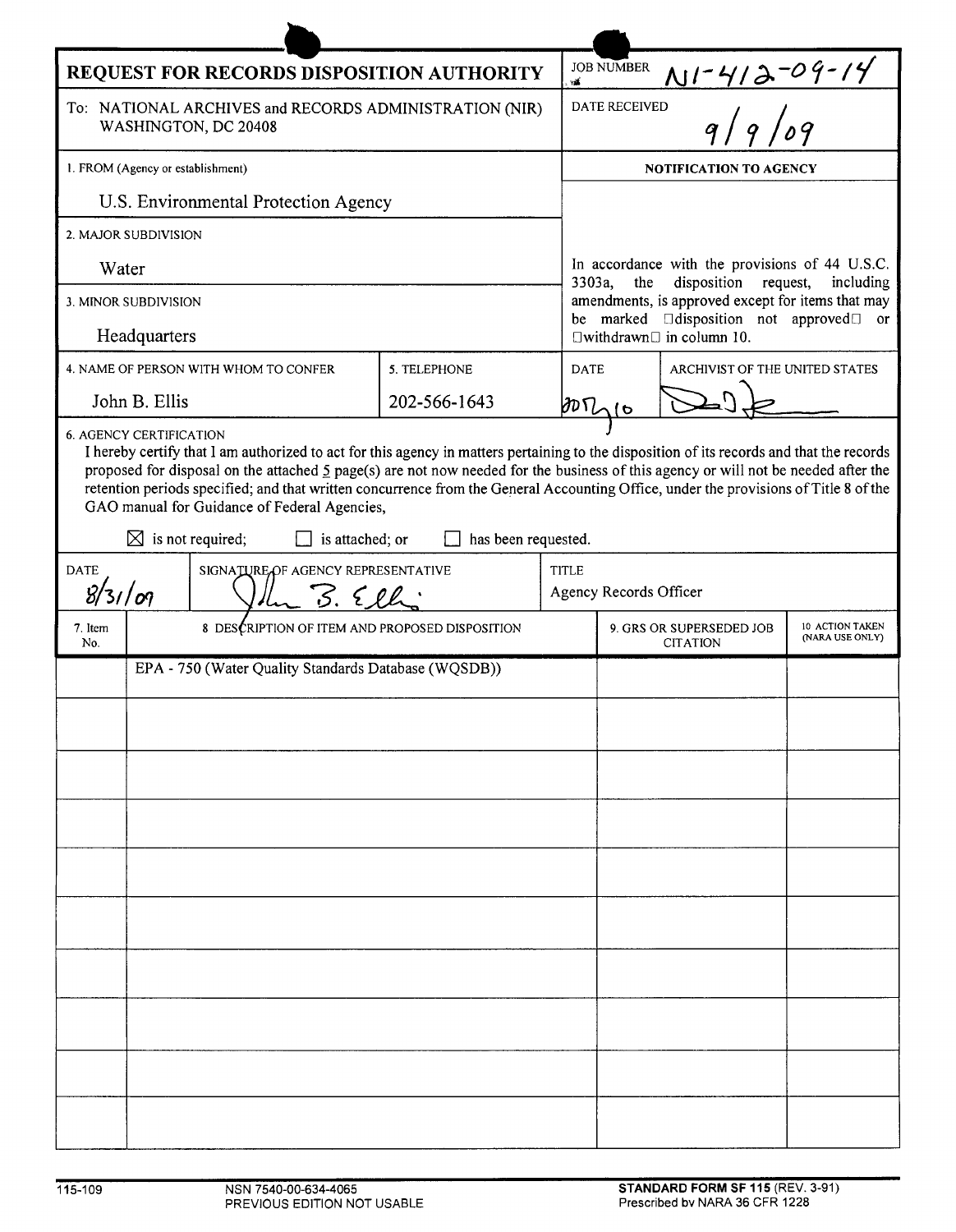# REQUEST FOR RECORDS DISPOSITION AUTHORITY

**JOB NUMBER:** N1-412-09-14

**To:** NATIONAL ARCHIVES and RECORDS ADMINISTRATION (NIR) WASHINGTON, DC 20408

**DATE RECEIVED:** 9/9/09

**1. FROM (Agency or establishment)**
U.S. Environmental Protection Agency

**2. MAJOR SUBDIVISION**
Water

**3. MINOR SUBDIVISION**
Headquarters

**4. NAME OF PERSON WITH WHOM TO CONFER**
John B. Ellis

**5. TELEPHONE**
202-566-1643

**NOTIFICATION TO AGENCY**

In accordance with the provisions of 44 U.S.C. 3303a, the disposition request, including amendments, is approved except for items that may be marked "disposition not approved" or "withdrawn" in column 10.

**DATE:** 2007/10

**ARCHIVIST OF THE UNITED STATES:** [signature]

**6. AGENCY CERTIFICATION**

I hereby certify that I am authorized to act for this agency in matters pertaining to the disposition of its records and that the records proposed for disposal on the attached 5 page(s) are not now needed for the business of this agency or will not be needed after the retention periods specified; and that written concurrence from the General Accounting Office, under the provisions of Title 8 of the GAO manual for Guidance of Federal Agencies,

☒ is not required; ☐ is attached; or ☐ has been requested.

| DATE | SIGNATURE OF AGENCY REPRESENTATIVE | TITLE |
|---|---|---|
| 8/31/09 | John B. Ellis | Agency Records Officer |

| 7. Item No. | 8. DESCRIPTION OF ITEM AND PROPOSED DISPOSITION | 9. GRS OR SUPERSEDED JOB CITATION | 10. ACTION TAKEN (NARA USE ONLY) |
|---|---|---|---|
| | EPA - 750 (Water Quality Standards Database (WQSDB)) | | |

115-109 NSN 7540-00-634-4065 PREVIOUS EDITION NOT USABLE

**STANDARD FORM SF 115** (REV. 3-91) Prescribed by NARA 36 CFR 1228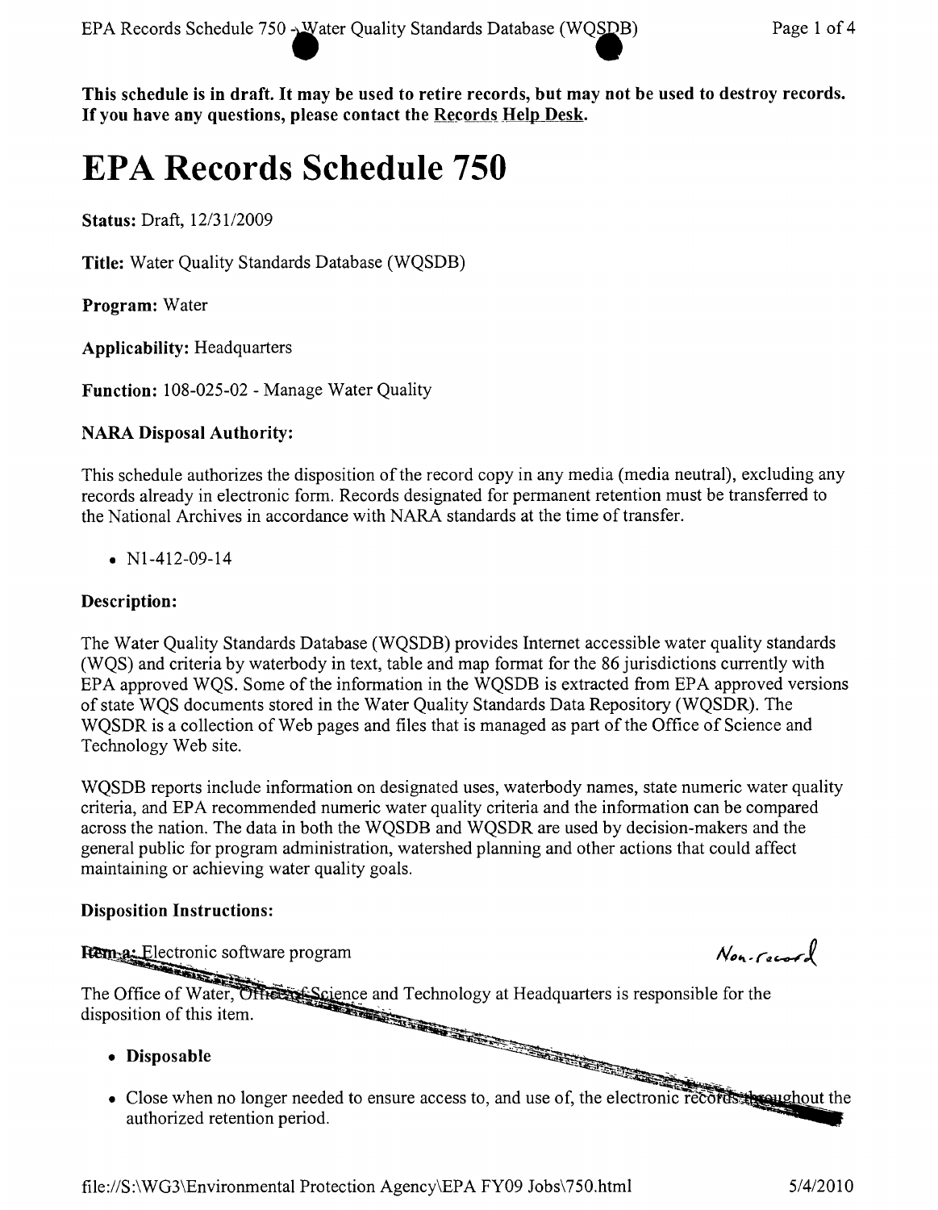This schedule is in draft. It may be used to retire records, but may not be used to destroy records. If you have any questions, please contact the Records Help Desk.

# EPA Records Schedule 750

**Status:** Draft, 12/31/2009

**Title:** Water Quality Standards Database (WQSDB)

**Program:** Water

**Applicability:** Headquarters

**Function:** 108-025-02 - Manage Water Quality

### NARA Disposal Authority:

This schedule authorizes the disposition of the record copy in any media (media neutral), excluding any records already in electronic form. Records designated for permanent retention must be transferred to the National Archives in accordance with NARA standards at the time of transfer.

- N1-412-09-14

### Description:

The Water Quality Standards Database (WQSDB) provides Internet accessible water quality standards (WQS) and criteria by waterbody in text, table and map format for the 86 jurisdictions currently with EPA approved WQS. Some of the information in the WQSDB is extracted from EPA approved versions of state WQS documents stored in the Water Quality Standards Data Repository (WQSDR). The WQSDR is a collection of Web pages and files that is managed as part of the Office of Science and Technology Web site.

WQSDB reports include information on designated uses, waterbody names, state numeric water quality criteria, and EPA recommended numeric water quality criteria and the information can be compared across the nation. The data in both the WQSDB and WQSDR are used by decision-makers and the general public for program administration, watershed planning and other actions that could affect maintaining or achieving water quality goals.

### Disposition Instructions:

~~Item a:~~ Electronic software program *Non-record*

~~The Office of Water, Office of Science and Technology at Headquarters is responsible for the disposition of this item.~~

- ~~**Disposable**~~
- ~~Close when no longer needed to ensure access to, and use of, the electronic records throughout the authorized retention period.~~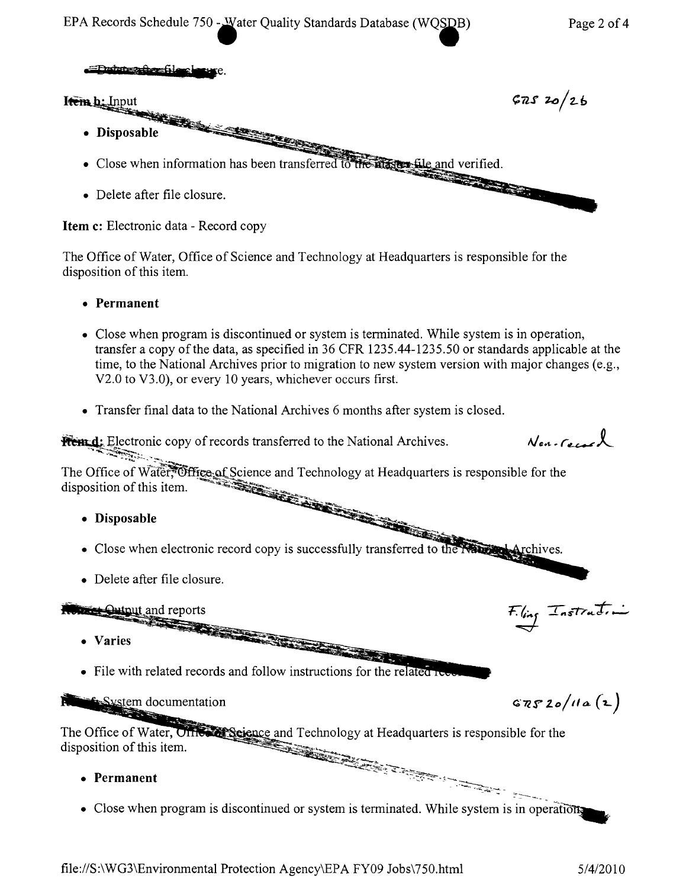Delete after file closure.

**Item b:** Input

GRS 20/2b

- **Disposable**
- Close when information has been transferred to the master file and verified.
- Delete after file closure.

**Item c:** Electronic data - Record copy

The Office of Water, Office of Science and Technology at Headquarters is responsible for the disposition of this item.

- **Permanent**
- Close when program is discontinued or system is terminated. While system is in operation, transfer a copy of the data, as specified in 36 CFR 1235.44-1235.50 or standards applicable at the time, to the National Archives prior to migration to new system version with major changes (e.g., V2.0 to V3.0), or every 10 years, whichever occurs first.
- Transfer final data to the National Archives 6 months after system is closed.

**Item d:** Electronic copy of records transferred to the National Archives.

Non-record

The Office of Water, Office of Science and Technology at Headquarters is responsible for the disposition of this item.

- **Disposable**
- Close when electronic record copy is successfully transferred to the National Archives.
- Delete after file closure.

**Item e:** Output and reports

Filing Instruction

- **Varies**
- File with related records and follow instructions for the related records.

**Item f:** System documentation

GRS 20/11a (2)

The Office of Water, Office of Science and Technology at Headquarters is responsible for the disposition of this item.

- **Permanent**
- Close when program is discontinued or system is terminated. While system is in operation,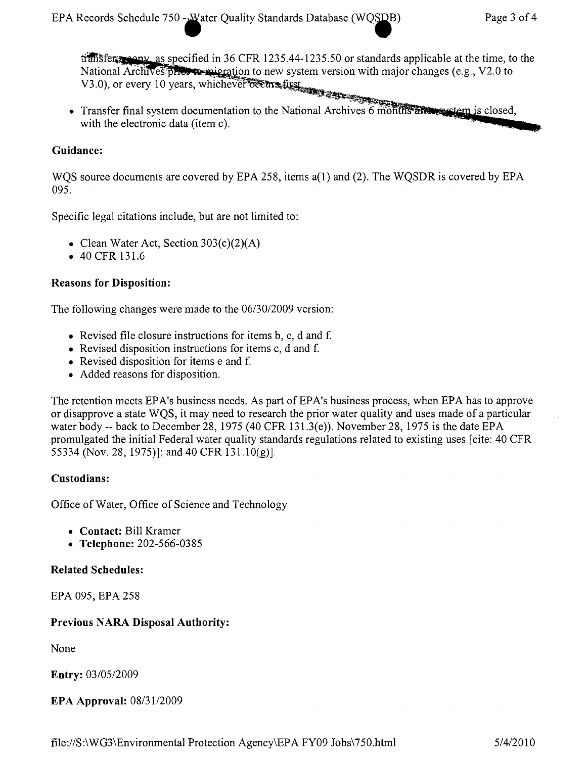transfer a copy, as specified in 36 CFR 1235.44-1235.50 or standards applicable at the time, to the National Archives prior to migration to new system version with major changes (e.g., V2.0 to V3.0), or every 10 years, whichever occurs first.

- Transfer final system documentation to the National Archives 6 months after system is closed, with the electronic data (item c).

**Guidance:**

WQS source documents are covered by EPA 258, items a(1) and (2). The WQSDR is covered by EPA 095.

Specific legal citations include, but are not limited to:

- Clean Water Act, Section 303(c)(2)(A)
- 40 CFR 131.6

**Reasons for Disposition:**

The following changes were made to the 06/30/2009 version:

- Revised file closure instructions for items b, c, d and f.
- Revised disposition instructions for items c, d and f.
- Revised disposition for items e and f.
- Added reasons for disposition.

The retention meets EPA's business needs. As part of EPA's business process, when EPA has to approve or disapprove a state WQS, it may need to research the prior water quality and uses made of a particular water body -- back to December 28, 1975 (40 CFR 131.3(e)). November 28, 1975 is the date EPA promulgated the initial Federal water quality standards regulations related to existing uses [cite: 40 CFR 55334 (Nov. 28, 1975)]; and 40 CFR 131.10(g)].

**Custodians:**

Office of Water, Office of Science and Technology

- **Contact:** Bill Kramer
- **Telephone:** 202-566-0385

**Related Schedules:**

EPA 095, EPA 258

**Previous NARA Disposal Authority:**

None

**Entry:** 03/05/2009

**EPA Approval:** 08/31/2009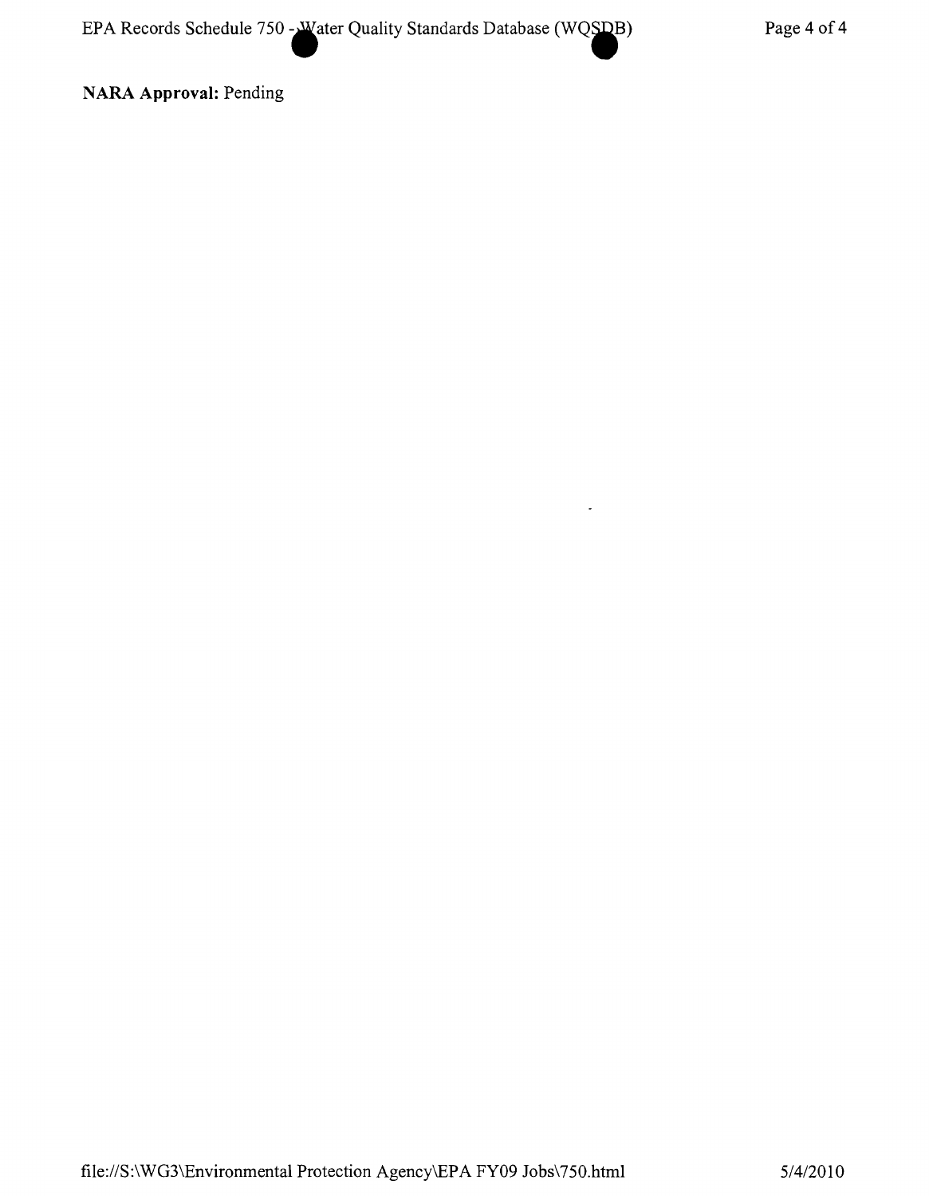**NARA Approval:** Pending